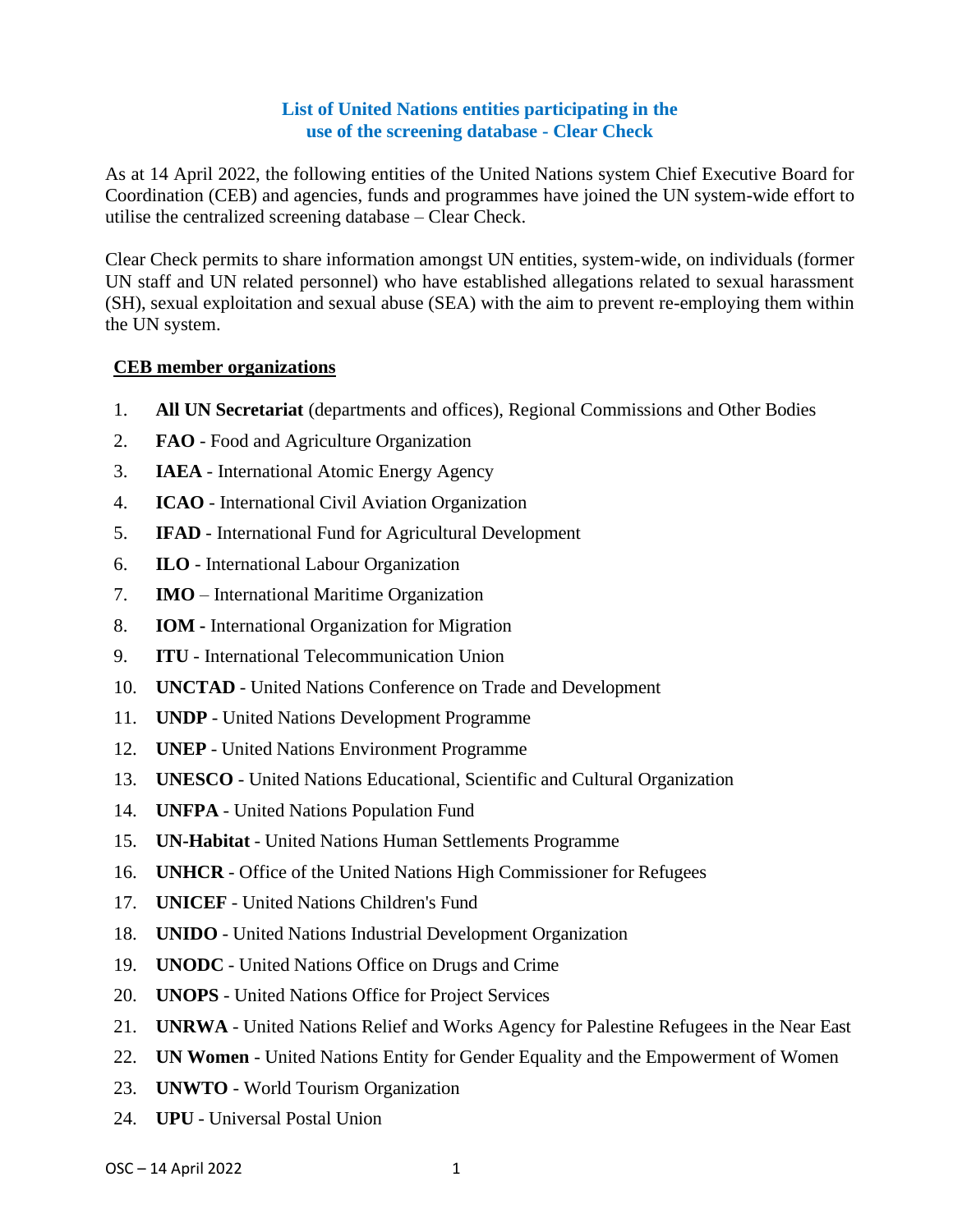## List of United Nations entities participating in the use of the screening database - Clear Check

As at 14 April 2022, the following entities of the United Nations system Chief Executive Board for Coordination (CEB) and agencies, funds and programmes have joined the UN system-wide effort to utilise the centralized screening database – Clear Check.

Clear Check permits to share information amongst UN entities, system-wide, on individuals (former UN staff and UN related personnel) who have established allegations related to sexual harassment (SH), sexual exploitation and sexual abuse (SEA) with the aim to prevent re-employing them within the UN system.

### CEB member organizations

1. **All UN Secretariat** (departments and offices), Regional Commissions and Other Bodies
2. **FAO** - Food and Agriculture Organization
3. **IAEA** - International Atomic Energy Agency
4. **ICAO** - International Civil Aviation Organization
5. **IFAD** - International Fund for Agricultural Development
6. **ILO** - International Labour Organization
7. **IMO** – International Maritime Organization
8. **IOM -** International Organization for Migration
9. **ITU** - International Telecommunication Union
10. **UNCTAD** - United Nations Conference on Trade and Development
11. **UNDP** - United Nations Development Programme
12. **UNEP** - United Nations Environment Programme
13. **UNESCO** - United Nations Educational, Scientific and Cultural Organization
14. **UNFPA** - United Nations Population Fund
15. **UN-Habitat** - United Nations Human Settlements Programme
16. **UNHCR** - Office of the United Nations High Commissioner for Refugees
17. **UNICEF** - United Nations Children's Fund
18. **UNIDO** - United Nations Industrial Development Organization
19. **UNODC** - United Nations Office on Drugs and Crime
20. **UNOPS** - United Nations Office for Project Services
21. **UNRWA** - United Nations Relief and Works Agency for Palestine Refugees in the Near East
22. **UN Women** - United Nations Entity for Gender Equality and the Empowerment of Women
23. **UNWTO** - World Tourism Organization
24. **UPU** - Universal Postal Union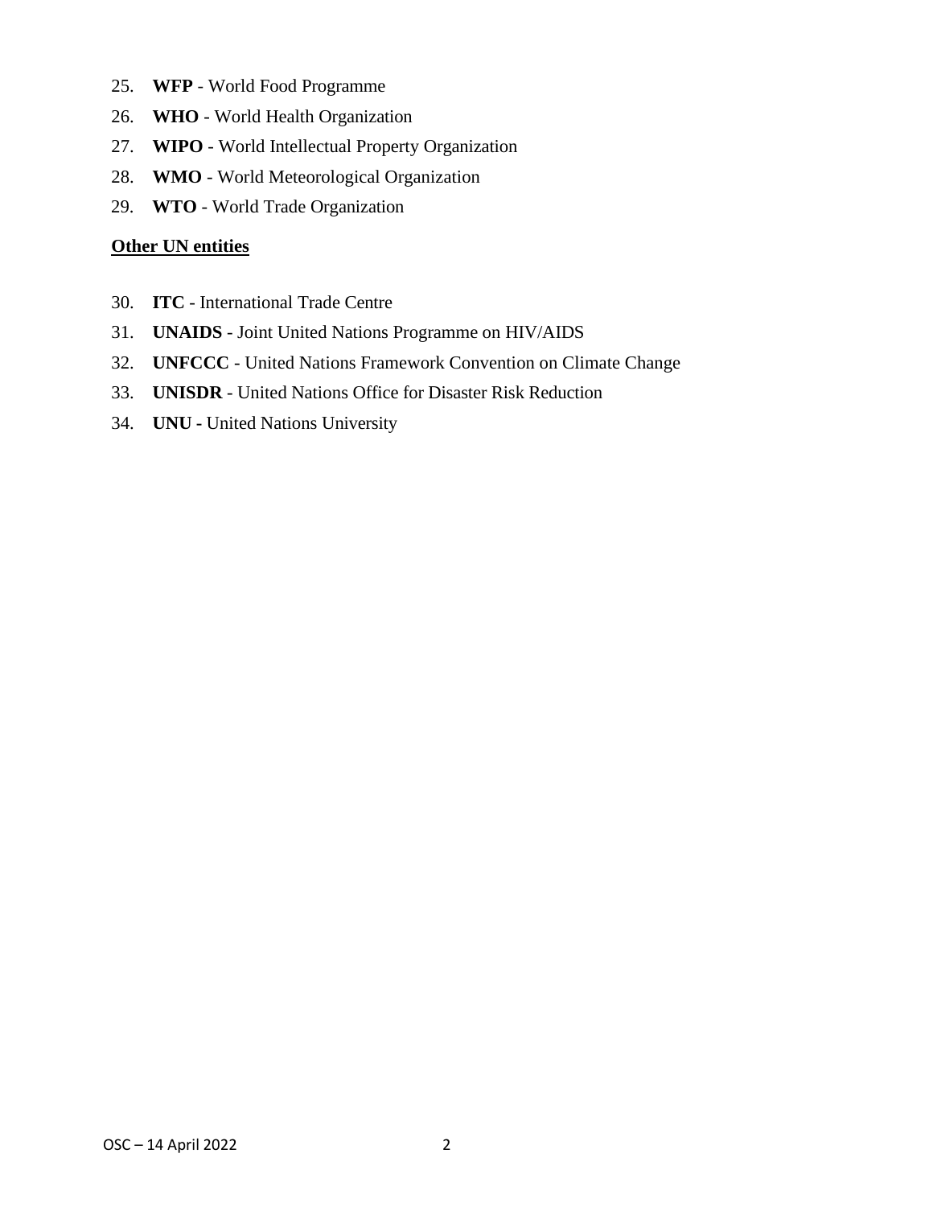25. **WFP** - World Food Programme
26. **WHO** - World Health Organization
27. **WIPO** - World Intellectual Property Organization
28. **WMO** - World Meteorological Organization
29. **WTO** - World Trade Organization

**Other UN entities**

30. **ITC** - International Trade Centre
31. **UNAIDS** - Joint United Nations Programme on HIV/AIDS
32. **UNFCCC** - United Nations Framework Convention on Climate Change
33. **UNISDR** - United Nations Office for Disaster Risk Reduction
34. **UNU -** United Nations University